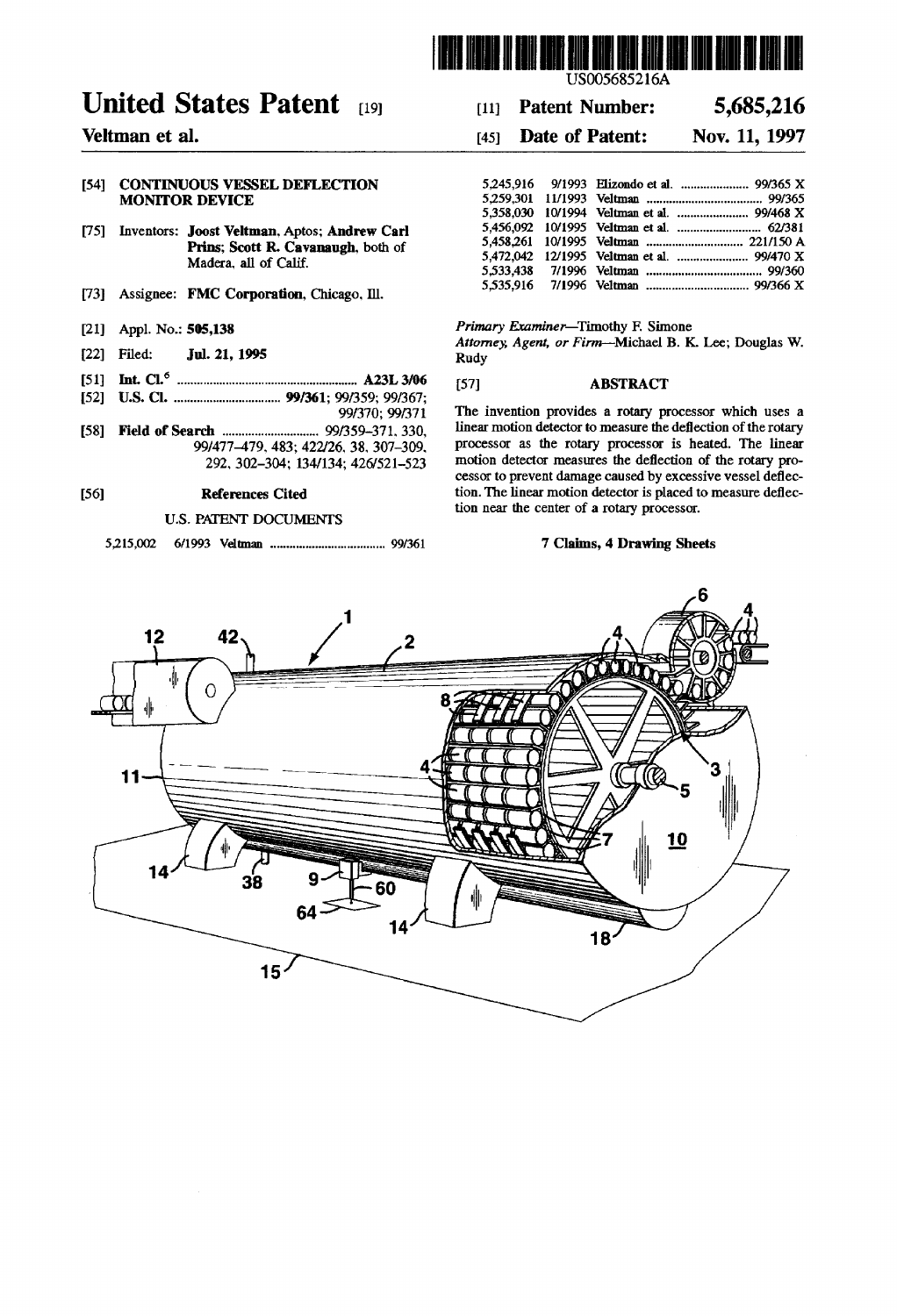US005685216A

# United States Patent [19]

**Veltman et al.**

[11] **Patent Number: 5,685,216**

[45] **Date of Patent: Nov. 11, 1997**

[54] **CONTINUOUS VESSEL DEFLECTION MONITOR DEVICE**

[75] Inventors: **Joost Veltman**, Aptos; **Andrew Carl Prins**; **Scott R. Cavanaugh**, both of Madera, all of Calif.

[73] Assignee: **FMC Corporation**, Chicago, Ill.

[21] Appl. No.: **505,138**

[22] Filed: **Jul. 21, 1995**

[51] **Int. Cl.**[6] .......... **A23L 3/06**

[52] **U.S. Cl.** .......... **99/361**; 99/359; 99/367; 99/370; 99/371

[58] **Field of Search** .......... 99/359–371, 330, 99/477–479, 483; 422/26, 38, 307–309, 292, 302–304; 134/134; 426/521–523

[56] **References Cited**

U.S. PATENT DOCUMENTS

| | | | |
|---|---|---|---|
| 5,215,002 | 6/1993 | Veltman | 99/361 |
| 5,245,916 | 9/1993 | Elizondo et al. | 99/365 X |
| 5,259,301 | 11/1993 | Veltman | 99/365 |
| 5,358,030 | 10/1994 | Veltman et al. | 99/468 X |
| 5,456,092 | 10/1995 | Veltman et al. | 62/381 |
| 5,458,261 | 10/1995 | Veltman | 221/150 A |
| 5,472,042 | 12/1995 | Veltman et al. | 99/470 X |
| 5,533,438 | 7/1996 | Veltman | 99/360 |
| 5,535,916 | 7/1996 | Veltman | 99/366 X |

*Primary Examiner*—Timothy F. Simone

*Attorney, Agent, or Firm*—Michael B. K. Lee; Douglas W. Rudy

[57] **ABSTRACT**

The invention provides a rotary processor which uses a linear motion detector to measure the deflection of the rotary processor as the rotary processor is heated. The linear motion detector measures the deflection of the rotary processor to prevent damage caused by excessive vessel deflection. The linear motion detector is placed to measure deflection near the center of a rotary processor.

**7 Claims, 4 Drawing Sheets**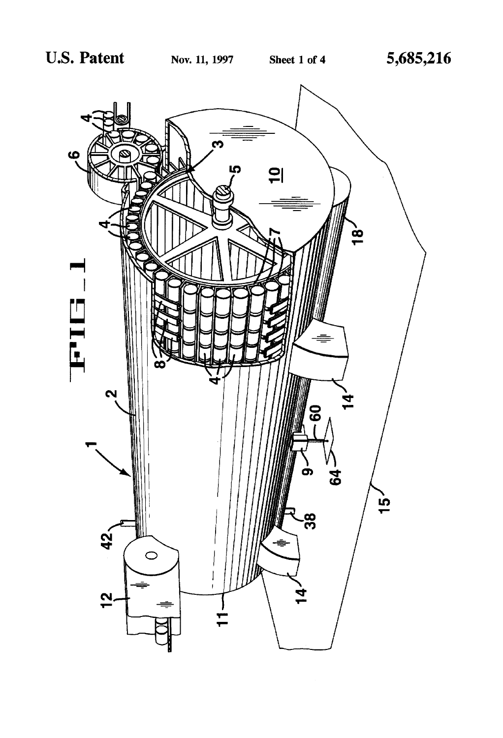FIG. 1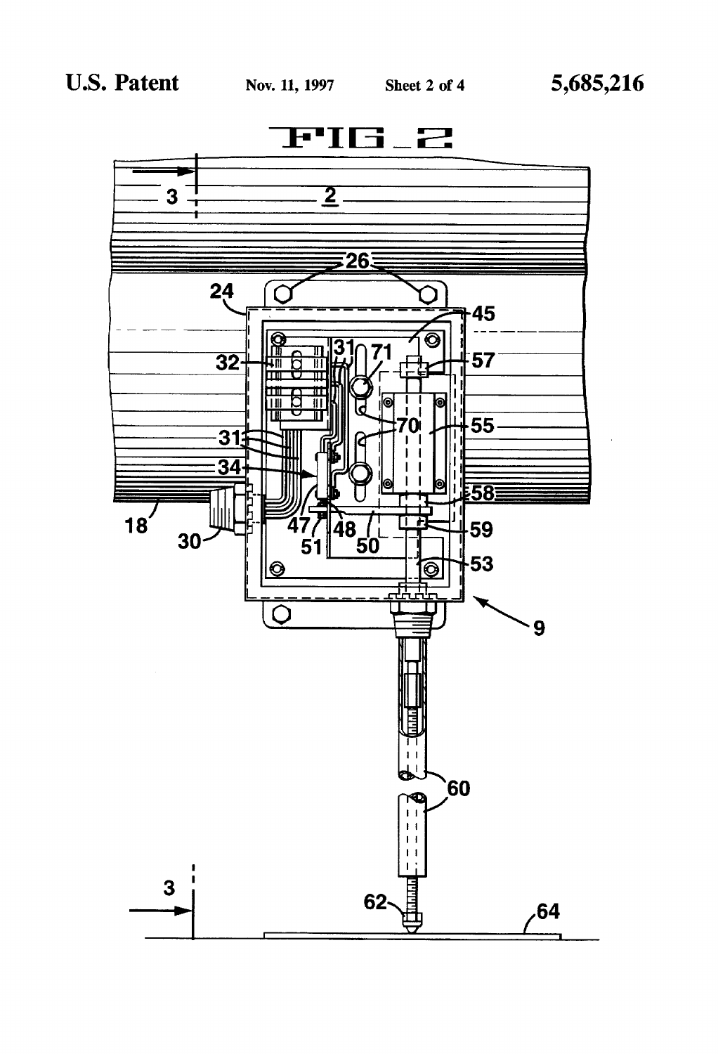FIG. 2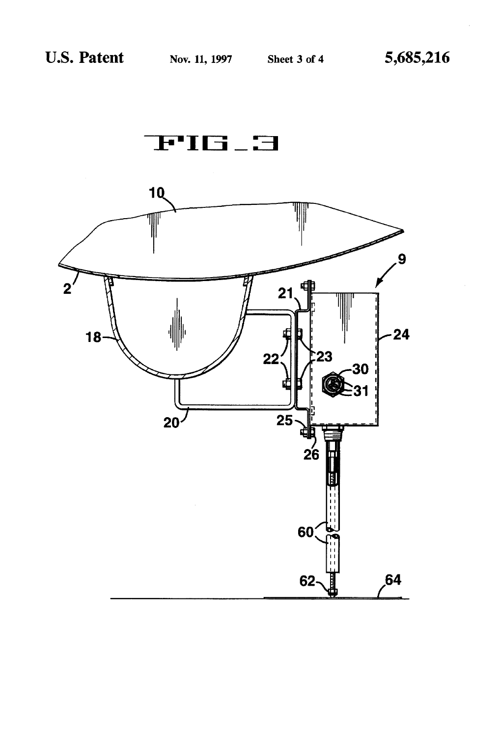FIG_3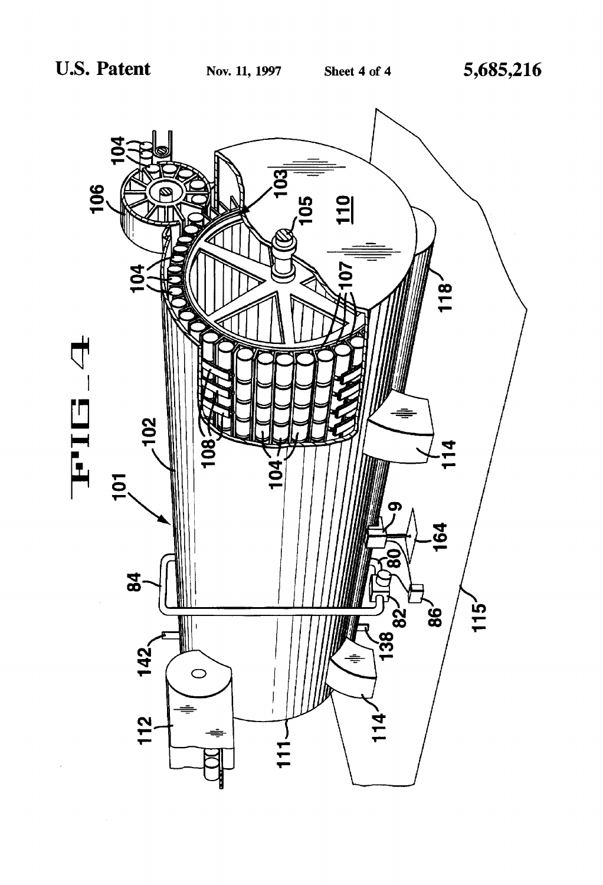FIG. 4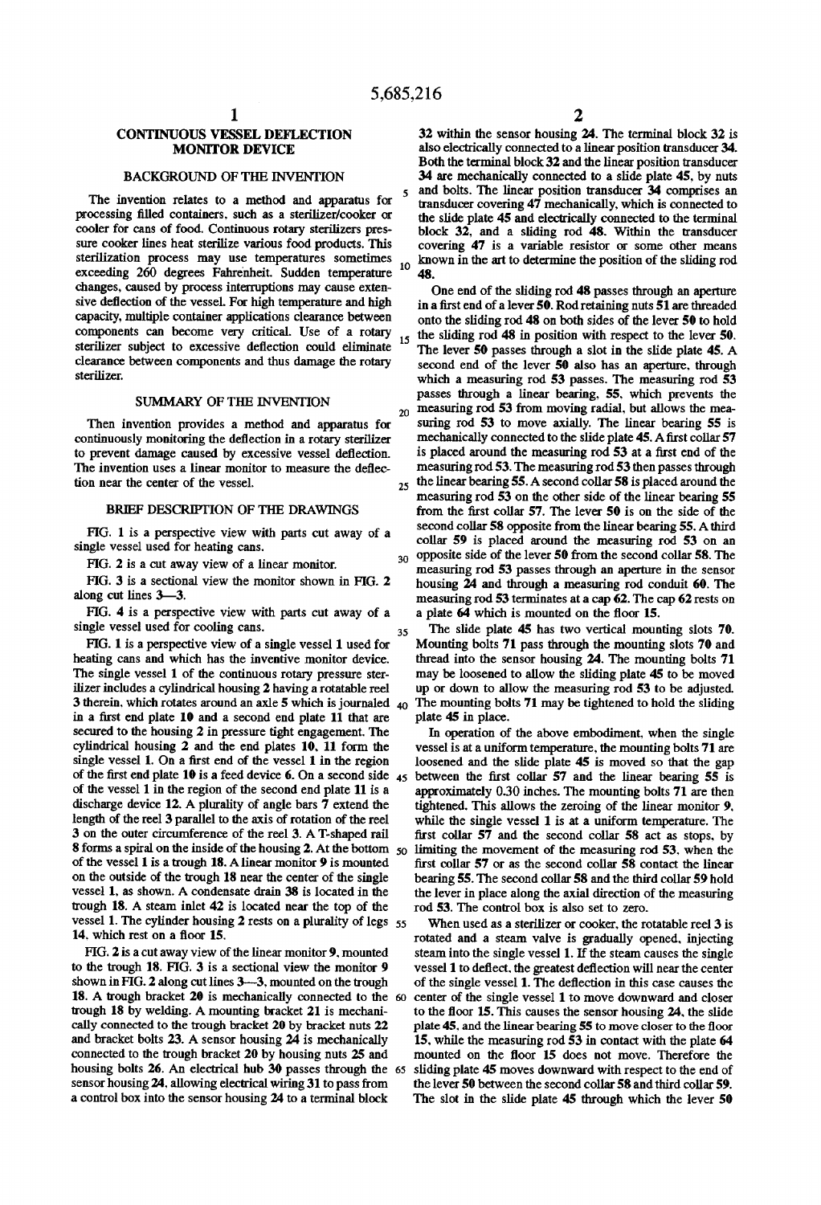# CONTINUOUS VESSEL DEFLECTION MONITOR DEVICE

## BACKGROUND OF THE INVENTION

The invention relates to a method and apparatus for processing filled containers, such as a sterilizer/cooker or cooler for cans of food. Continuous rotary sterilizers pressure cooker lines heat sterilize various food products. This sterilization process may use temperatures sometimes exceeding 260 degrees Fahrenheit. Sudden temperature changes, caused by process interruptions may cause extensive deflection of the vessel. For high temperature and high capacity, multiple container applications clearance between components can become very critical. Use of a rotary sterilizer subject to excessive deflection could eliminate clearance between components and thus damage the rotary sterilizer.

## SUMMARY OF THE INVENTION

Then invention provides a method and apparatus for continuously monitoring the deflection in a rotary sterilizer to prevent damage caused by excessive vessel deflection. The invention uses a linear monitor to measure the deflection near the center of the vessel.

## BRIEF DESCRIPTION OF THE DRAWINGS

FIG. 1 is a perspective view with parts cut away of a single vessel used for heating cans.

FIG. 2 is a cut away view of a linear monitor.

FIG. 3 is a sectional view the monitor shown in FIG. 2 along cut lines 3—3.

FIG. 4 is a perspective view with parts cut away of a single vessel used for cooling cans.

FIG. 1 is a perspective view of a single vessel 1 used for heating cans and which has the inventive monitor device. The single vessel 1 of the continuous rotary pressure sterilizer includes a cylindrical housing 2 having a rotatable reel 3 therein, which rotates around an axle 5 which is journaled in a first end plate 10 and a second end plate 11 that are secured to the housing 2 in pressure tight engagement. The cylindrical housing 2 and the end plates 10, 11 form the single vessel 1. On a first end of the vessel 1 in the region of the first end plate 10 is a feed device 6. On a second side of the vessel 1 in the region of the second end plate 11 is a discharge device 12. A plurality of angle bars 7 extend the length of the reel 3 parallel to the axis of rotation of the reel 3 on the outer circumference of the reel 3. A T-shaped rail 8 forms a spiral on the inside of the housing 2. At the bottom of the vessel 1 is a trough 18. A linear monitor 9 is mounted on the outside of the trough 18 near the center of the single vessel 1, as shown. A condensate drain 38 is located in the trough 18. A steam inlet 42 is located near the top of the vessel 1. The cylinder housing 2 rests on a plurality of legs 14, which rest on a floor 15.

FIG. 2 is a cut away view of the linear monitor 9, mounted to the trough 18. FIG. 3 is a sectional view the monitor 9 shown in FIG. 2 along cut lines 3—3, mounted on the trough 18. A trough bracket 20 is mechanically connected to the trough 18 by welding. A mounting bracket 21 is mechanically connected to the trough bracket 20 by bracket nuts 22 and bracket bolts 23. A sensor housing 24 is mechanically connected to the trough bracket 20 by housing nuts 25 and housing bolts 26. An electrical hub 30 passes through the sensor housing 24, allowing electrical wiring 31 to pass from a control box into the sensor housing 24 to a terminal block 32 within the sensor housing 24. The terminal block 32 is also electrically connected to a linear position transducer 34. Both the terminal block 32 and the linear position transducer 34 are mechanically connected to a slide plate 45, by nuts and bolts. The linear position transducer 34 comprises an transducer covering 47 mechanically, which is connected to the slide plate 45 and electrically connected to the terminal block 32, and a sliding rod 48. Within the transducer covering 47 is a variable resistor or some other means known in the art to determine the position of the sliding rod 48.

One end of the sliding rod 48 passes through an aperture in a first end of a lever 50. Rod retaining nuts 51 are threaded onto the sliding rod 48 on both sides of the lever 50 to hold the sliding rod 48 in position with respect to the lever 50. The lever 50 passes through a slot in the slide plate 45. A second end of the lever 50 also has an aperture, through which a measuring rod 53 passes. The measuring rod 53 passes through a linear bearing, 55, which prevents the measuring rod 53 from moving radial, but allows the measuring rod 53 to move axially. The linear bearing 55 is mechanically connected to the slide plate 45. A first collar 57 is placed around the measuring rod 53 at a first end of the measuring rod 53. The measuring rod 53 then passes through the linear bearing 55. A second collar 58 is placed around the measuring rod 53 on the other side of the linear bearing 55 from the first collar 57. The lever 50 is on the side of the second collar 58 opposite from the linear bearing 55. A third collar 59 is placed around the measuring rod 53 on an opposite side of the lever 50 from the second collar 58. The measuring rod 53 passes through an aperture in the sensor housing 24 and through a measuring rod conduit 60. The measuring rod 53 terminates at a cap 62. The cap 62 rests on a plate 64 which is mounted on the floor 15.

The slide plate 45 has two vertical mounting slots 70. Mounting bolts 71 pass through the mounting slots 70 and thread into the sensor housing 24. The mounting bolts 71 may be loosened to allow the sliding plate 45 to be moved up or down to allow the measuring rod 53 to be adjusted. The mounting bolts 71 may be tightened to hold the sliding plate 45 in place.

In operation of the above embodiment, when the single vessel is at a uniform temperature, the mounting bolts 71 are loosened and the slide plate 45 is moved so that the gap between the first collar 57 and the linear bearing 55 is approximately 0.30 inches. The mounting bolts 71 are then tightened. This allows the zeroing of the linear monitor 9, while the single vessel 1 is at a uniform temperature. The first collar 57 and the second collar 58 act as stops, by limiting the movement of the measuring rod 53, when the first collar 57 or as the second collar 58 contact the linear bearing 55. The second collar 58 and the third collar 59 hold the lever in place along the axial direction of the measuring rod 53. The control box is also set to zero.

When used as a sterilizer or cooker, the rotatable reel 3 is rotated and a steam valve is gradually opened, injecting steam into the single vessel 1. If the steam causes the single vessel 1 to deflect, the greatest deflection will near the center of the single vessel 1. The deflection in this case causes the center of the single vessel 1 to move downward and closer to the floor 15. This causes the sensor housing 24, the slide plate 45, and the linear bearing 55 to move closer to the floor 15, while the measuring rod 53 in contact with the plate 64 mounted on the floor 15 does not move. Therefore the sliding plate 45 moves downward with respect to the end of the lever 50 between the second collar 58 and third collar 59. The slot in the slide plate 45 through which the lever 50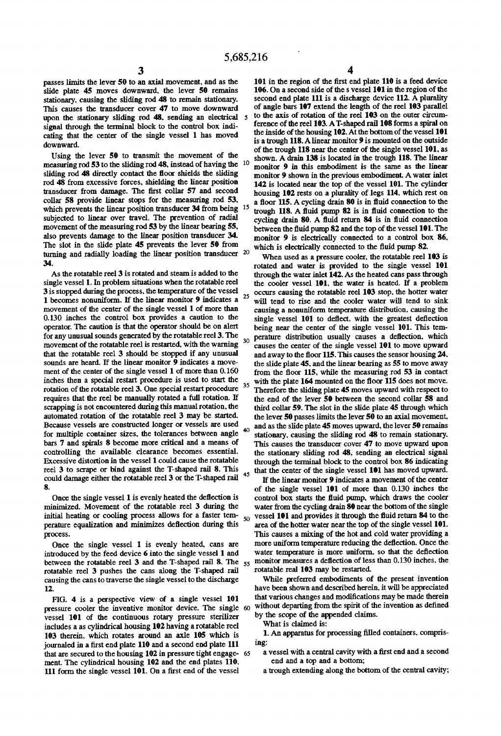passes limits the lever **50** to an axial movement, and as the slide plate **45** moves downward, the lever **50** remains stationary, causing the sliding rod **48** to remain stationary. This causes the transducer cover **47** to move downward upon the stationary sliding rod **48**, sending an electrical signal through the terminal block to the control box indicating that the center of the single vessel **1** has moved downward.

Using the lever **50** to transmit the movement of the measuring rod **53** to the sliding rod **48**, instead of having the sliding rod **48** directly contact the floor shields the sliding rod **48** from excessive forces, shielding the linear position transducer from damage. The first collar **57** and second collar **58** provide linear stops for the measuring rod **53**, which prevents the linear position transducer **34** from being subjected to linear over travel. The prevention of radial movement of the measuring rod **53** by the linear bearing **55**, also prevents damage to the linear position transducer **34**. The slot in the slide plate **45** prevents the lever **50** from turning and radially loading the linear position transducer **34**.

As the rotatable reel **3** is rotated and steam is added to the single vessel **1**. In problem situations when the rotatable reel **3** is stopped during the process, the temperature of the vessel **1** becomes nonuniform. If the linear monitor **9** indicates a movement of the center of the single vessel **1** of more than 0.130 inches the control box provides a caution to the operator. The caution is that the operator should be on alert for any unusual sounds generated by the rotatable reel **3**. The movement of the rotatable reel is restarted, with the warning that the rotatable reel **3** should be stopped if any unusual sounds are heard. If the linear monitor **9** indicates a movement of the center of the single vessel **1** of more than 0.160 inches then a special restart procedure is used to start the rotation of the rotatable reel **3**. One special restart procedure requires that the reel be manually rotated a full rotation. If scrapping is not encountered during this manual rotation, the automated rotation of the rotatable reel **3** may be started. Because vessels are constructed longer or vessels are used for multiple container sizes, the tolerances between angle bars **7** and spirals **8** become more critical and a means of controlling the available clearance becomes essential. Excessive distortion in the vessel **1** could cause the rotatable reel **3** to scrape or bind against the T-shaped rail **8**. This could damage either the rotatable reel **3** or the T-shaped rail **8**.

Once the single vessel **1** is evenly heated the deflection is minimized. Movement of the rotatable reel **3** during the initial heating or cooling process allows for a faster temperature equalization and minimizes deflection during this process.

Once the single vessel **1** is evenly heated, cans are introduced by the feed device **6** into the single vessel **1** and between the rotatable reel **3** and the T-shaped rail **8**. The rotatable reel **3** pushes the cans along the T-shaped rail causing the cans to traverse the single vessel to the discharge **12**.

FIG. **4** is a perspective view of a single vessel **101** pressure cooler the inventive monitor device. The single vessel **101** of the continuous rotary pressure sterilizer includes a as cylindrical housing **102** having a rotatable reel **103** therein, which rotates around an axle **105** which is journaled in a first end plate **110** and a second end plate **111** that are secured to the housing **102** in pressure tight engagement. The cylindrical housing **102** and the end plates **110**, **111** form the single vessel **101**. On a first end of the vessel **101** in the region of the first end plate **110** is a feed device **106**. On a second side of the s vessel **101** in the region of the second end plate **111** is a discharge device **112**. A plurality of angle bars **107** extend the length of the reel **103** parallel to the axis of rotation of the reel **103** on the outer circumference of the reel **103**. A T-shaped rail **108** forms a spiral on the inside of the housing **102**. At the bottom of the vessel **101** is a trough **118**. A linear monitor **9** is mounted on the outside of the trough **118** near the center of the single vessel **101**, as shown. A drain **138** is located in the trough **118**. The linear monitor **9** in this embodiment is the same as the linear monitor **9** shown in the previous embodiment. A water inlet **142** is located near the top of the vessel **101**. The cylinder housing **102** rests on a plurality of legs **114**, which rest on a floor **115**. A cycling drain **80** is in fluid connection to the trough **118**. A fluid pump **82** is in fluid connection to the cycling drain **80**. A fluid return **84** is in fluid connection between the fluid pump **82** and the top of the vessel **101**. The monitor **9** is electrically connected to a control box **86**, which is electrically connected to the fluid pump **82**.

When used as a pressure cooler, the rotatable reel **103** is rotated and water is provided to the single vessel **101** through the water inlet **142**. As the heated cans pass through the cooler vessel **101**, the water is heated. If a problem occurs causing the rotatable reel **103** stop, the hotter water will tend to rise and the cooler water will tend to sink causing a nonuniform temperature distribution, causing the single vessel **101** to deflect, with the greatest deflection being near the center of the single vessel **101**. This temperature distribution usually causes a deflection, which causes the center of the single vessel **101** to move upward and away to the floor **115**. This causes the sensor housing **24**, the slide plate **45**, and the linear bearing as **55** to move away from the floor **115**, while the measuring rod **53** in contact with the plate **164** mounted on the floor **115** does not move. Therefore the sliding plate **45** moves upward with respect to the end of the lever **50** between the second collar **58** and third collar **59**. The slot in the slide plate **45** through which the lever **50** passes limits the lever **50** to an axial movement, and as the slide plate **45** moves upward, the lever **50** remains stationary, causing the sliding rod **48** to remain stationary. This causes the transducer cover **47** to move upward upon the stationary sliding rod **48**, sending an electrical signal through the terminal block to the control box **86** indicating that the center of the single vessel **101** has moved upward.

If the linear monitor **9** indicates a movement of the center of the single vessel **101** of more than 0.130 inches the control box starts the fluid pump, which draws the cooler water from the cycling drain **80** near the bottom of the single vessel **101** and provides it through the fluid return **84** to the area of the hotter water near the top of the single vessel **101**. This causes a mixing of the hot and cold water providing a more uniform temperature reducing the deflection. Once the water temperature is more uniform, so that the deflection monitor measures a deflection of less than 0.130 inches, the rotatable real **103** may be restarted.

While preferred embodiments of the present invention have been shown and described herein, it will be appreciated that various changes and modifications may be made therein without departing from the spirit of the invention as defined by the scope of the appended claims.

What is claimed is:

**1**. An apparatus for processing filled containers, comprising:

a vessel with a central cavity with a first end and a second end and a top and a bottom;

a trough extending along the bottom of the central cavity;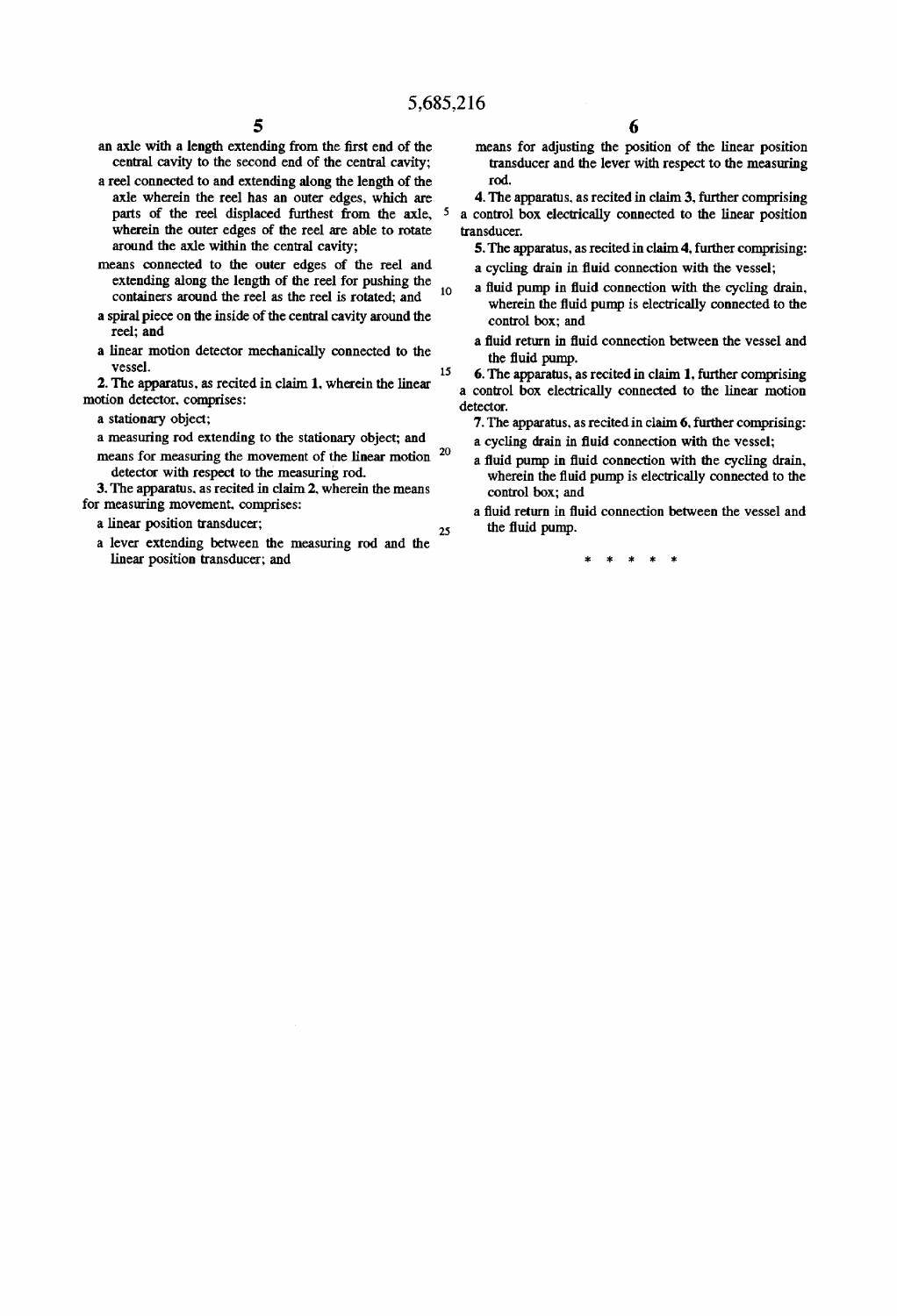an axle with a length extending from the first end of the central cavity to the second end of the central cavity;

a reel connected to and extending along the length of the axle wherein the reel has an outer edges, which are parts of the reel displaced furthest from the axle, wherein the outer edges of the reel are able to rotate around the axle within the central cavity;

means connected to the outer edges of the reel and extending along the length of the reel for pushing the containers around the reel as the reel is rotated; and

a spiral piece on the inside of the central cavity around the reel; and

a linear motion detector mechanically connected to the vessel.

**2.** The apparatus, as recited in claim **1**, wherein the linear motion detector, comprises:

a stationary object;

a measuring rod extending to the stationary object; and

means for measuring the movement of the linear motion detector with respect to the measuring rod.

**3.** The apparatus, as recited in claim **2**, wherein the means for measuring movement, comprises:

a linear position transducer;

a lever extending between the measuring rod and the linear position transducer; and

means for adjusting the position of the linear position transducer and the lever with respect to the measuring rod.

**4.** The apparatus, as recited in claim **3**, further comprising a control box electrically connected to the linear position transducer.

**5.** The apparatus, as recited in claim **4**, further comprising:

a cycling drain in fluid connection with the vessel;

a fluid pump in fluid connection with the cycling drain, wherein the fluid pump is electrically connected to the control box; and

a fluid return in fluid connection between the vessel and the fluid pump.

**6.** The apparatus, as recited in claim **1**, further comprising a control box electrically connected to the linear motion detector.

**7.** The apparatus, as recited in claim **6**, further comprising:

a cycling drain in fluid connection with the vessel;

a fluid pump in fluid connection with the cycling drain, wherein the fluid pump is electrically connected to the control box; and

a fluid return in fluid connection between the vessel and the fluid pump.

* * * * *